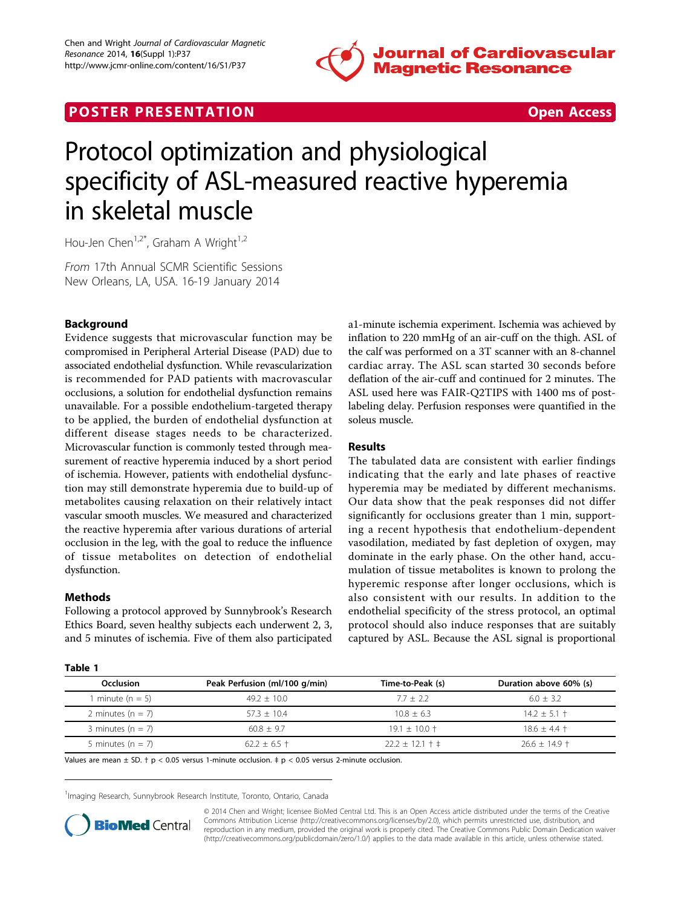POSTER PRESENTATION Open Access

# Protocol optimization and physiological specificity of ASL-measured reactive hyperemia in skeletal muscle

Hou-Jen Chen[1,2*], Graham A Wright[1,2]

*From* 17th Annual SCMR Scientific Sessions
New Orleans, LA, USA. 16-19 January 2014

## Background

Evidence suggests that microvascular function may be compromised in Peripheral Arterial Disease (PAD) due to associated endothelial dysfunction. While revascularization is recommended for PAD patients with macrovascular occlusions, a solution for endothelial dysfunction remains unavailable. For a possible endothelium-targeted therapy to be applied, the burden of endothelial dysfunction at different disease stages needs to be characterized. Microvascular function is commonly tested through measurement of reactive hyperemia induced by a short period of ischemia. However, patients with endothelial dysfunction may still demonstrate hyperemia due to build-up of metabolites causing relaxation on their relatively intact vascular smooth muscles. We measured and characterized the reactive hyperemia after various durations of arterial occlusion in the leg, with the goal to reduce the influence of tissue metabolites on detection of endothelial dysfunction.

## Methods

Following a protocol approved by Sunnybrook's Research Ethics Board, seven healthy subjects each underwent 2, 3, and 5 minutes of ischemia. Five of them also participated a1-minute ischemia experiment. Ischemia was achieved by inflation to 220 mmHg of an air-cuff on the thigh. ASL of the calf was performed on a 3T scanner with an 8-channel cardiac array. The ASL scan started 30 seconds before deflation of the air-cuff and continued for 2 minutes. The ASL used here was FAIR-Q2TIPS with 1400 ms of post-labeling delay. Perfusion responses were quantified in the soleus muscle.

## Results

The tabulated data are consistent with earlier findings indicating that the early and late phases of reactive hyperemia may be mediated by different mechanisms. Our data show that the peak responses did not differ significantly for occlusions greater than 1 min, supporting a recent hypothesis that endothelium-dependent vasodilation, mediated by fast depletion of oxygen, may dominate in the early phase. On the other hand, accumulation of tissue metabolites is known to prolong the hyperemic response after longer occlusions, which is also consistent with our results. In addition to the endothelial specificity of the stress protocol, an optimal protocol should also induce responses that are suitably captured by ASL. Because the ASL signal is proportional

**Table 1**

| Occlusion | Peak Perfusion (ml/100 g/min) | Time-to-Peak (s) | Duration above 60% (s) |
|---|---|---|---|
| 1 minute (n = 5) | 49.2 ± 10.0 | 7.7 ± 2.2 | 6.0 ± 3.2 |
| 2 minutes (n = 7) | 57.3 ± 10.4 | 10.8 ± 6.3 | 14.2 ± 5.1 † |
| 3 minutes (n = 7) | 60.8 ± 9.7 | 19.1 ± 10.0 † | 18.6 ± 4.4 † |
| 5 minutes (n = 7) | 62.2 ± 6.5 † | 22.2 ± 12.1 † ‡ | 26.6 ± 14.9 † |

Values are mean ± SD. † $p < 0.05$ versus 1-minute occlusion. ‡ $p < 0.05$ versus 2-minute occlusion.

[1]Imaging Research, Sunnybrook Research Institute, Toronto, Ontario, Canada

© 2014 Chen and Wright; licensee BioMed Central Ltd. This is an Open Access article distributed under the terms of the Creative Commons Attribution License (http://creativecommons.org/licenses/by/2.0), which permits unrestricted use, distribution, and reproduction in any medium, provided the original work is properly cited. The Creative Commons Public Domain Dedication waiver (http://creativecommons.org/publicdomain/zero/1.0/) applies to the data made available in this article, unless otherwise stated.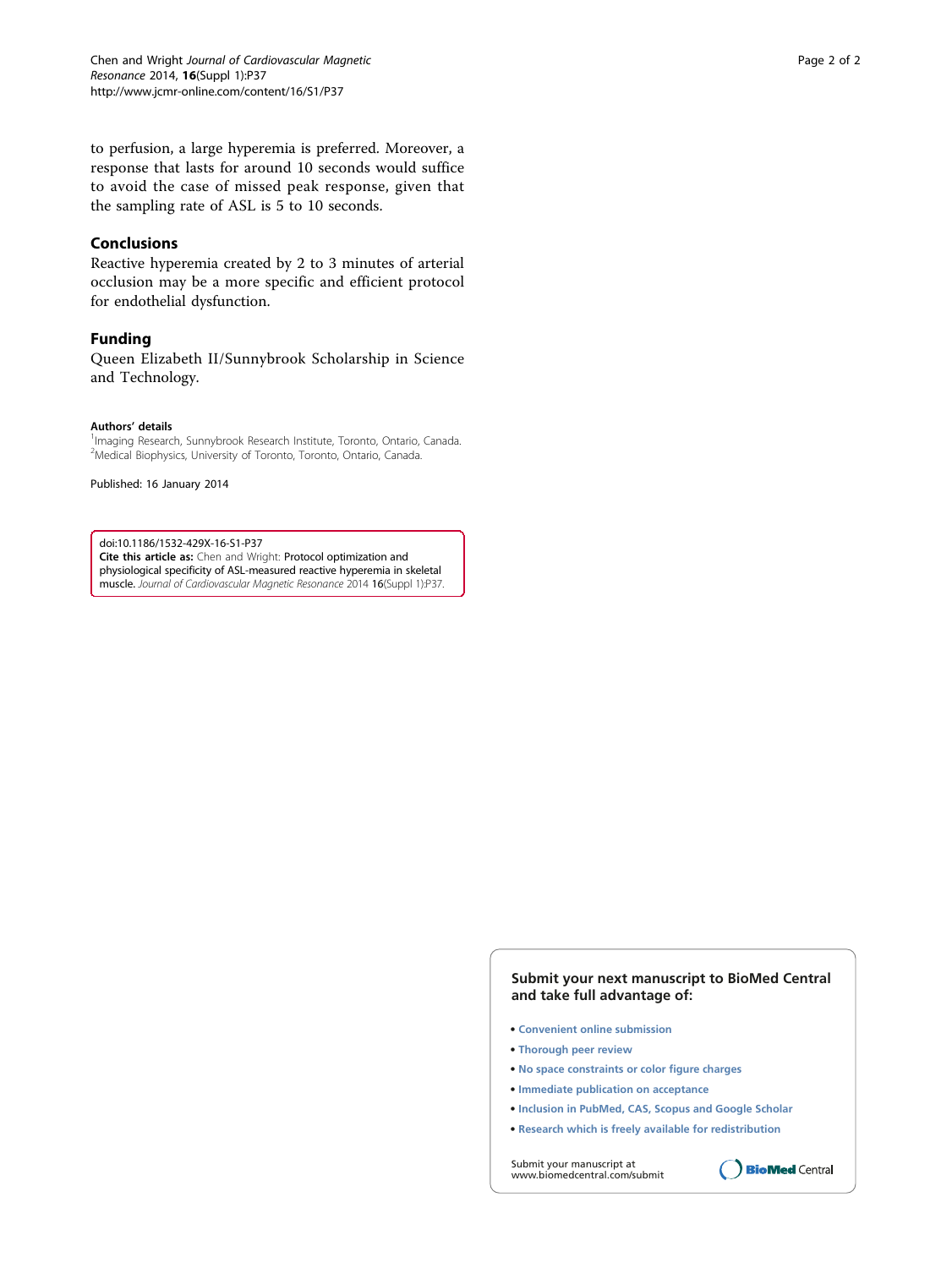to perfusion, a large hyperemia is preferred. Moreover, a response that lasts for around 10 seconds would suffice to avoid the case of missed peak response, given that the sampling rate of ASL is 5 to 10 seconds.

## Conclusions

Reactive hyperemia created by 2 to 3 minutes of arterial occlusion may be a more specific and efficient protocol for endothelial dysfunction.

## Funding

Queen Elizabeth II/Sunnybrook Scholarship in Science and Technology.

#### Authors' details

[1]Imaging Research, Sunnybrook Research Institute, Toronto, Ontario, Canada.
[2]Medical Biophysics, University of Toronto, Toronto, Ontario, Canada.

Published: 16 January 2014

doi:10.1186/1532-429X-16-S1-P37
**Cite this article as:** Chen and Wright: Protocol optimization and physiological specificity of ASL-measured reactive hyperemia in skeletal muscle. *Journal of Cardiovascular Magnetic Resonance* 2014 **16**(Suppl 1):P37.

**Submit your next manuscript to BioMed Central and take full advantage of:**

- Convenient online submission
- Thorough peer review
- No space constraints or color figure charges
- Immediate publication on acceptance
- Inclusion in PubMed, CAS, Scopus and Google Scholar
- Research which is freely available for redistribution

Submit your manuscript at
www.biomedcentral.com/submit

BioMed Central